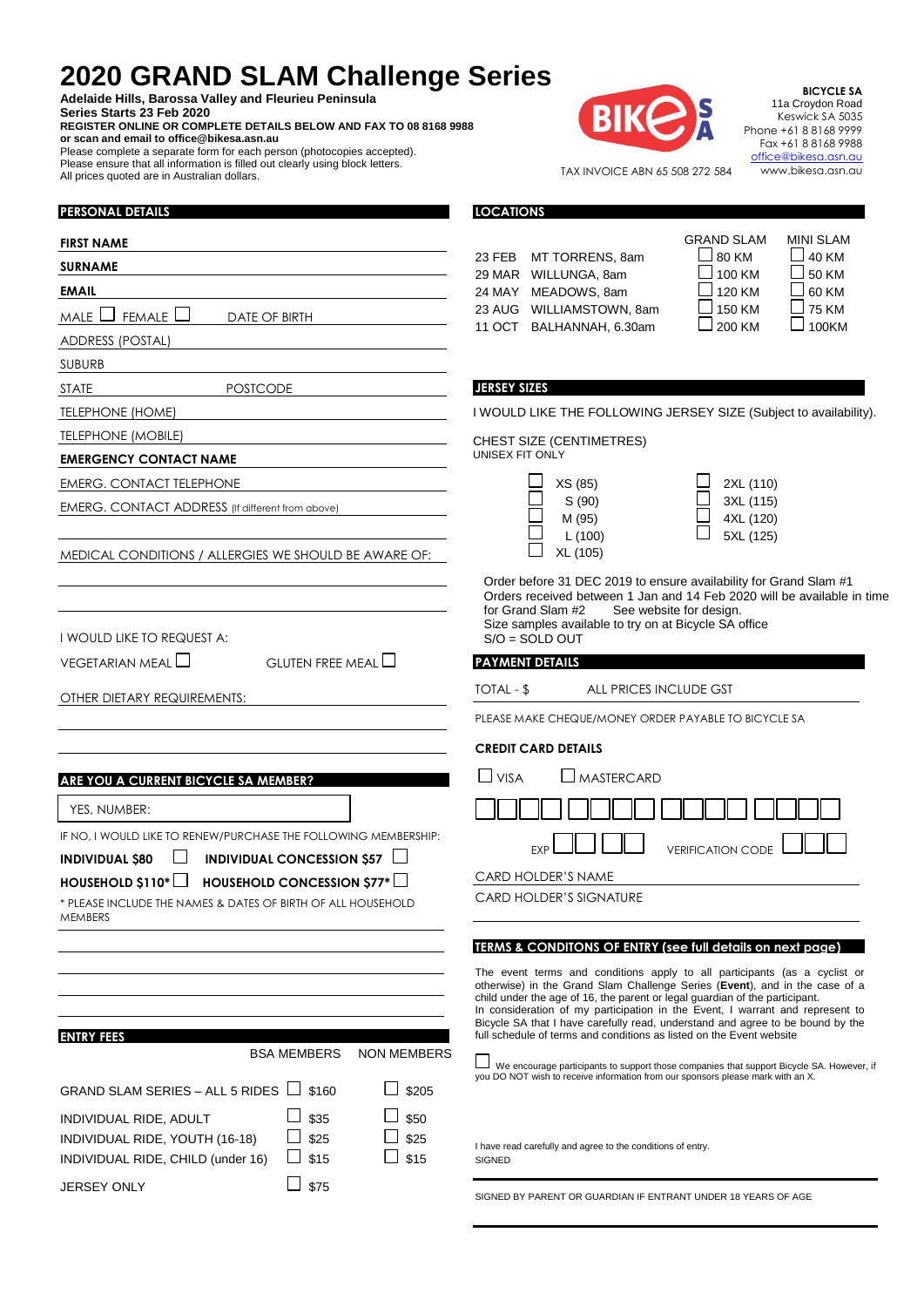# 2020 GRAND SLAM Challenge Series

**Adelaide Hills, Barossa Valley and Fleurieu Peninsula**
**Series Starts 23 Feb 2020**
**REGISTER ONLINE OR COMPLETE DETAILS BELOW AND FAX TO 08 8168 9988 or scan and email to office@bikesa.asn.au**
Please complete a separate form for each person (photocopies accepted).
Please ensure that all information is filled out clearly using block letters.
All prices quoted are in Australian dollars.

TAX INVOICE ABN 65 508 272 584

**BICYCLE SA**
11a Croydon Road
Keswick SA 5035
Phone +61 8 8168 9999
Fax +61 8 8168 9988
office@bikesa.asn.au
www.bikesa.asn.au

## PERSONAL DETAILS

**FIRST NAME**

**SURNAME**

**EMAIL**

MALE ☐ FEMALE ☐ DATE OF BIRTH

ADDRESS (POSTAL)

SUBURB

STATE POSTCODE

TELEPHONE (HOME)

TELEPHONE (MOBILE)

**EMERGENCY CONTACT NAME**

EMERG. CONTACT TELEPHONE

EMERG. CONTACT ADDRESS (If different from above)

MEDICAL CONDITIONS / ALLERGIES WE SHOULD BE AWARE OF:

I WOULD LIKE TO REQUEST A:

VEGETARIAN MEAL ☐ GLUTEN FREE MEAL ☐

OTHER DIETARY REQUIREMENTS:

## ARE YOU A CURRENT BICYCLE SA MEMBER?

YES, NUMBER:

IF NO, I WOULD LIKE TO RENEW/PURCHASE THE FOLLOWING MEMBERSHIP:

**INDIVIDUAL $80** ☐ **INDIVIDUAL CONCESSION $57** ☐

**HOUSEHOLD $110*** ☐ **HOUSEHOLD CONCESSION $77*** ☐

* PLEASE INCLUDE THE NAMES & DATES OF BIRTH OF ALL HOUSEHOLD MEMBERS

## ENTRY FEES

| | BSA MEMBERS | NON MEMBERS |
|---|---|---|
| GRAND SLAM SERIES – ALL 5 RIDES | ☐ $160 | ☐ $205 |
| INDIVIDUAL RIDE, ADULT | ☐ $35 | ☐ $50 |
| INDIVIDUAL RIDE, YOUTH (16-18) | ☐ $25 | ☐ $25 |
| INDIVIDUAL RIDE, CHILD (under 16) | ☐ $15 | ☐ $15 |
| JERSEY ONLY | ☐ $75 | |

## LOCATIONS

| | | GRAND SLAM | MINI SLAM |
|---|---|---|---|
| 23 FEB | MT TORRENS, 8am | ☐ 80 KM | ☐ 40 KM |
| 29 MAR | WILLUNGA, 8am | ☐ 100 KM | ☐ 50 KM |
| 24 MAY | MEADOWS, 8am | ☐ 120 KM | ☐ 60 KM |
| 23 AUG | WILLIAMSTOWN, 8am | ☐ 150 KM | ☐ 75 KM |
| 11 OCT | BALHANNAH, 6.30am | ☐ 200 KM | ☐ 100KM |

## JERSEY SIZES

I WOULD LIKE THE FOLLOWING JERSEY SIZE (Subject to availability).

CHEST SIZE (CENTIMETRES)
UNISEX FIT ONLY

☐ XS (85)
☐ S (90)
☐ M (95)
☐ L (100)
☐ XL (105)
☐ 2XL (110)
☐ 3XL (115)
☐ 4XL (120)
☐ 5XL (125)

Order before 31 DEC 2019 to ensure availability for Grand Slam #1
Orders received between 1 Jan and 14 Feb 2020 will be available in time for Grand Slam #2 See website for design.
Size samples available to try on at Bicycle SA office
S/O = SOLD OUT

## PAYMENT DETAILS

TOTAL - $ ALL PRICES INCLUDE GST

PLEASE MAKE CHEQUE/MONEY ORDER PAYABLE TO BICYCLE SA

**CREDIT CARD DETAILS**

☐ VISA ☐ MASTERCARD

EXP VERIFICATION CODE

CARD HOLDER'S NAME

CARD HOLDER'S SIGNATURE

## TERMS & CONDITONS OF ENTRY (see full details on next page)

The event terms and conditions apply to all participants (as a cyclist or otherwise) in the Grand Slam Challenge Series (**Event**), and in the case of a child under the age of 16, the parent or legal guardian of the participant.
In consideration of my participation in the Event, I warrant and represent to Bicycle SA that I have carefully read, understand and agree to be bound by the full schedule of terms and conditions as listed on the Event website

☐ We encourage participants to support those companies that support Bicycle SA. However, if you do NOT wish to receive information from our sponsors please mark with an X.

I have read carefully and agree to the conditions of entry.
SIGNED

SIGNED BY PARENT OR GUARDIAN IF ENTRANT UNDER 18 YEARS OF AGE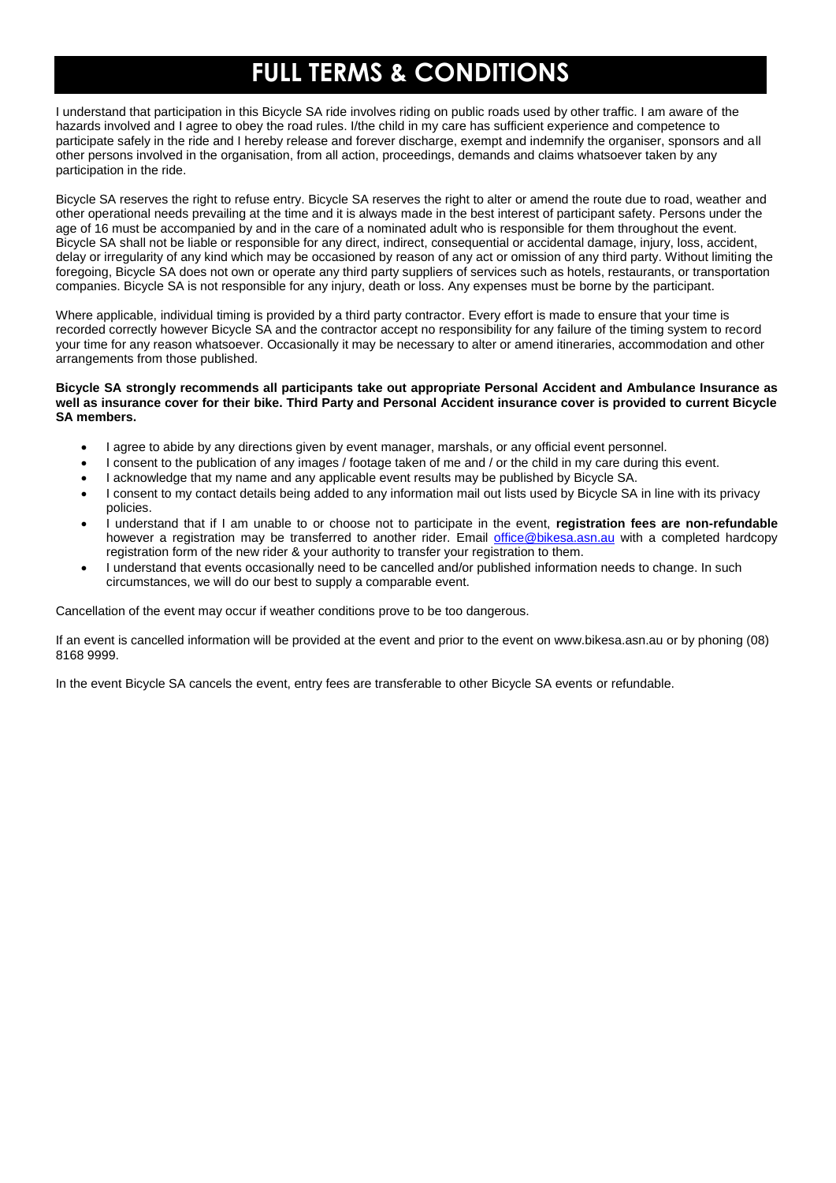# FULL TERMS & CONDITIONS

I understand that participation in this Bicycle SA ride involves riding on public roads used by other traffic. I am aware of the hazards involved and I agree to obey the road rules. I/the child in my care has sufficient experience and competence to participate safely in the ride and I hereby release and forever discharge, exempt and indemnify the organiser, sponsors and all other persons involved in the organisation, from all action, proceedings, demands and claims whatsoever taken by any participation in the ride.

Bicycle SA reserves the right to refuse entry. Bicycle SA reserves the right to alter or amend the route due to road, weather and other operational needs prevailing at the time and it is always made in the best interest of participant safety. Persons under the age of 16 must be accompanied by and in the care of a nominated adult who is responsible for them throughout the event. Bicycle SA shall not be liable or responsible for any direct, indirect, consequential or accidental damage, injury, loss, accident, delay or irregularity of any kind which may be occasioned by reason of any act or omission of any third party. Without limiting the foregoing, Bicycle SA does not own or operate any third party suppliers of services such as hotels, restaurants, or transportation companies. Bicycle SA is not responsible for any injury, death or loss. Any expenses must be borne by the participant.

Where applicable, individual timing is provided by a third party contractor. Every effort is made to ensure that your time is recorded correctly however Bicycle SA and the contractor accept no responsibility for any failure of the timing system to record your time for any reason whatsoever. Occasionally it may be necessary to alter or amend itineraries, accommodation and other arrangements from those published.

**Bicycle SA strongly recommends all participants take out appropriate Personal Accident and Ambulance Insurance as well as insurance cover for their bike. Third Party and Personal Accident insurance cover is provided to current Bicycle SA members.**

- I agree to abide by any directions given by event manager, marshals, or any official event personnel.
- I consent to the publication of any images / footage taken of me and / or the child in my care during this event.
- I acknowledge that my name and any applicable event results may be published by Bicycle SA.
- I consent to my contact details being added to any information mail out lists used by Bicycle SA in line with its privacy policies.
- I understand that if I am unable to or choose not to participate in the event, **registration fees are non-refundable** however a registration may be transferred to another rider. Email office@bikesa.asn.au with a completed hardcopy registration form of the new rider & your authority to transfer your registration to them.
- I understand that events occasionally need to be cancelled and/or published information needs to change. In such circumstances, we will do our best to supply a comparable event.

Cancellation of the event may occur if weather conditions prove to be too dangerous.

If an event is cancelled information will be provided at the event and prior to the event on www.bikesa.asn.au or by phoning (08) 8168 9999.

In the event Bicycle SA cancels the event, entry fees are transferable to other Bicycle SA events or refundable.